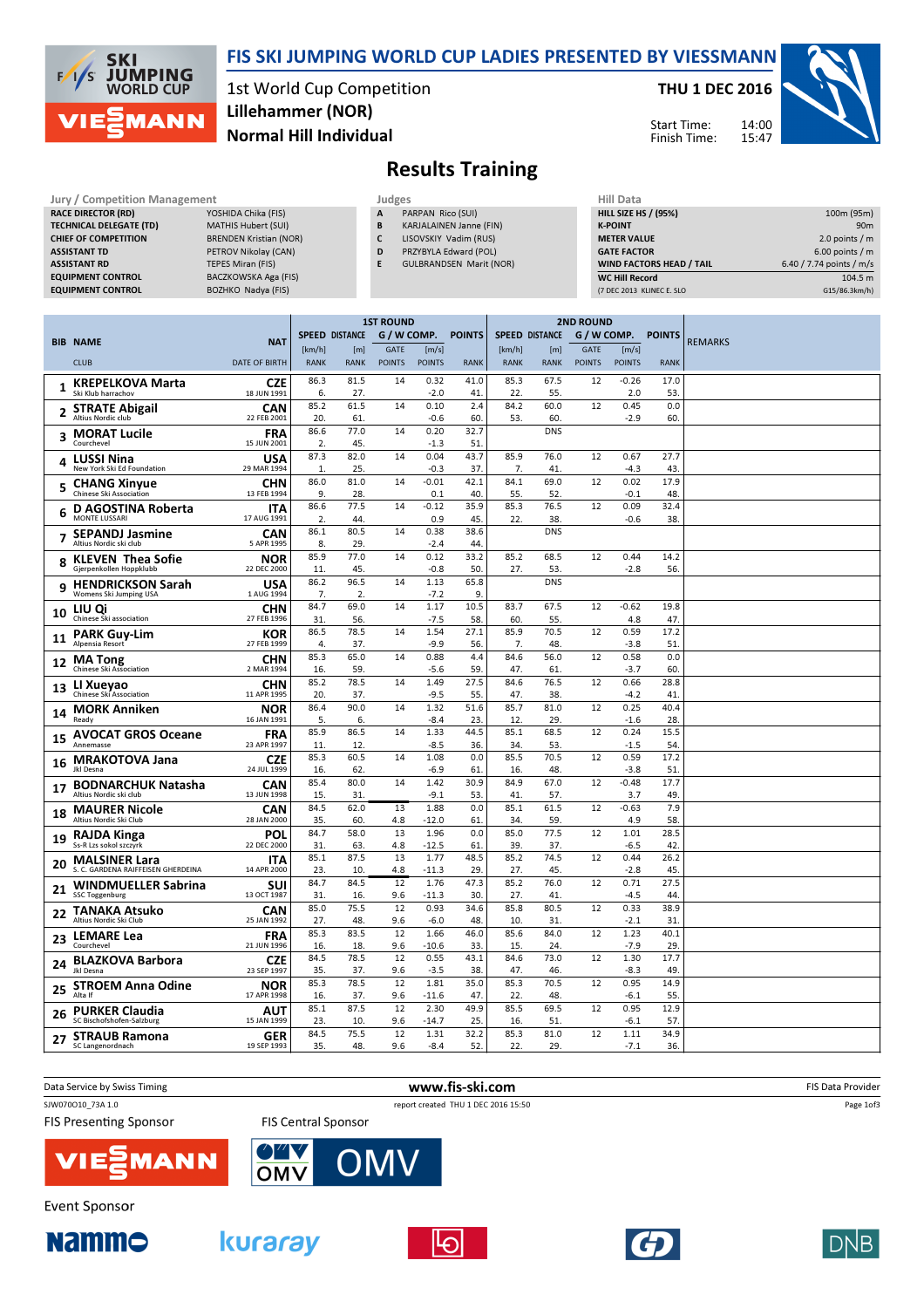# FIS SKI JUMPING WORLD CUP LADIES PRESENTED BY VIESSMANN

1st World Cup Competition
Lillehammer (NOR)
Normal Hill Individual

THU 1 DEC 2016

Start Time: 14:00
Finish Time: 15:47

## Results Training

| Jury / Competition Management | |
|---|---|
| RACE DIRECTOR (RD) | YOSHIDA Chika (FIS) |
| TECHNICAL DELEGATE (TD) | MATHIS Hubert (SUI) |
| CHIEF OF COMPETITION | BRENDEN Kristian (NOR) |
| ASSISTANT TD | PETROV Nikolay (CAN) |
| ASSISTANT RD | TEPES Miran (FIS) |
| EQUIPMENT CONTROL | BACZKOWSKA Aga (FIS) |
| EQUIPMENT CONTROL | BOZHKO Nadya (FIS) |

| Judges | |
|---|---|
| A | PARPAN Rico (SUI) |
| B | KARJALAINEN Janne (FIN) |
| C | LISOVSKIY Vadim (RUS) |
| D | PRZYBYLA Edward (POL) |
| E | GULBRANDSEN Marit (NOR) |

| Hill Data | |
|---|---|
| HILL SIZE HS / (95%) | 100m (95m) |
| K-POINT | 90m |
| METER VALUE | 2.0 points / m |
| GATE FACTOR | 6.00 points / m |
| WIND FACTORS HEAD / TAIL | 6.40 / 7.74 points / m/s |
| WC Hill Record | 104.5 m |
| (7 DEC 2013 KLINEC E. SLO | G15/86.3km/h) |

| BIB | NAME / CLUB | NAT / DATE OF BIRTH | 1st Speed [km/h] / RANK | 1st Distance [m] / RANK | 1st Gate / GATE POINTS | 1st Wind [m/s] / POINTS | 1st Points / RANK | 2nd Speed [km/h] / RANK | 2nd Distance [m] / RANK | 2nd Gate / GATE POINTS | 2nd Wind [m/s] / POINTS | 2nd Points / RANK | REMARKS |
|---|---|---|---|---|---|---|---|---|---|---|---|---|---|
| 1 | KREPELKOVA Marta / Ski Klub harrachov | CZE / 18 JUN 1991 | 86.3 / 6. | 81.5 / 27. | 14 | 0.32 / -2.0 | 41.0 / 41. | 85.3 / 22. | 67.5 / 55. | 12 | -0.26 / 2.0 | 17.0 / 53. | |
| 2 | STRATE Abigail / Altius Nordic club | CAN / 22 FEB 2001 | 85.2 / 20. | 61.5 / 61. | 14 | 0.10 / -0.6 | 2.4 / 60. | 84.2 / 53. | 60.0 / 60. | 12 | 0.45 / -2.9 | 0.0 / 60. | |
| 3 | MORAT Lucile / Courchevel | FRA / 15 JUN 2001 | 86.6 / 2. | 77.0 / 45. | 14 | 0.20 / -1.3 | 32.7 / 51. | | DNS | | | | |
| 4 | LUSSI Nina / New York Ski Ed Foundation | USA / 29 MAR 1994 | 87.3 / 1. | 82.0 / 25. | 14 | 0.04 / -0.3 | 43.7 / 37. | 85.9 / 7. | 76.0 / 41. | 12 | 0.67 / -4.3 | 27.7 / 43. | |
| 5 | CHANG Xinyue / Chinese Ski Association | CHN / 13 FEB 1994 | 86.0 / 9. | 81.0 / 28. | 14 | -0.01 / 0.1 | 42.1 / 40. | 84.1 / 55. | 69.0 / 52. | 12 | 0.02 / -0.1 | 17.9 / 48. | |
| 6 | D AGOSTINA Roberta / MONTE LUSSARI | ITA / 17 AUG 1991 | 86.6 / 2. | 77.5 / 44. | 14 | -0.12 / 0.9 | 35.9 / 45. | 85.3 / 22. | 76.5 / 38. | 12 | 0.09 / -0.6 | 32.4 / 38. | |
| 7 | SEPANDJ Jasmine / Altius Nordic ski club | CAN / 5 APR 1995 | 86.1 / 8. | 80.5 / 29. | 14 | 0.38 / -2.4 | 38.6 / 44. | | DNS | | | | |
| 8 | KLEVEN Thea Sofie / Gjerpenkollen Hoppklubb | NOR / 22 DEC 2000 | 85.9 / 11. | 77.0 / 45. | 14 | 0.12 / -0.8 | 33.2 / 50. | 85.2 / 27. | 68.5 / 53. | 12 | 0.44 / -2.8 | 14.2 / 56. | |
| 9 | HENDRICKSON Sarah / Womens Ski Jumping USA | USA / 1 AUG 1994 | 86.2 / 7. | 96.5 / 2. | 14 | 1.13 / -7.2 | 65.8 / 9. | | DNS | | | | |
| 10 | LIU Qi / Chinese Ski association | CHN / 27 FEB 1996 | 84.7 / 31. | 69.0 / 56. | 14 | 1.17 / -7.5 | 10.5 / 58. | 83.7 / 60. | 67.5 / 55. | 12 | -0.62 / 4.8 | 19.8 / 47. | |
| 11 | PARK Guy-Lim / Alpensia Resort | KOR / 27 FEB 1999 | 86.5 / 4. | 78.5 / 37. | 14 | 1.54 / -9.9 | 27.1 / 56. | 85.9 / 7. | 70.5 / 48. | 12 | 0.59 / -3.8 | 17.2 / 51. | |
| 12 | MA Tong / Chinese Ski Association | CHN / 2 MAR 1994 | 85.3 / 16. | 65.0 / 59. | 14 | 0.88 / -5.6 | 4.4 / 59. | 84.6 / 47. | 56.0 / 61. | 12 | 0.58 / -3.7 | 0.0 / 60. | |
| 13 | LI Xueyao / Chinese Ski Association | CHN / 11 APR 1995 | 85.2 / 20. | 78.5 / 37. | 14 | 1.49 / -9.5 | 27.5 / 55. | 84.6 / 47. | 76.5 / 38. | 12 | 0.66 / -4.2 | 28.8 / 41. | |
| 14 | MORK Anniken / Ready | NOR / 16 JAN 1991 | 86.4 / 5. | 90.0 / 6. | 14 | 1.32 / -8.4 | 51.6 / 23. | 85.7 / 12. | 81.0 / 29. | 12 | 0.25 / -1.6 | 40.4 / 28. | |
| 15 | AVOCAT GROS Oceane / Annemasse | FRA / 23 APR 1997 | 85.9 / 11. | 86.5 / 12. | 14 | 1.33 / -8.5 | 44.5 / 36. | 85.1 / 34. | 68.5 / 53. | 12 | 0.24 / -1.5 | 15.5 / 54. | |
| 16 | MRAKOTOVA Jana / Jkl Desna | CZE / 24 JUL 1999 | 85.3 / 16. | 60.5 / 62. | 14 | 1.08 / -6.9 | 0.0 / 61. | 85.5 / 16. | 70.5 / 48. | 12 | 0.59 / -3.8 | 17.2 / 51. | |
| 17 | BODNARCHUK Natasha / Altius Nordic ski club | CAN / 13 JUN 1998 | 85.4 / 15. | 80.0 / 31. | 14 | 1.42 / -9.1 | 30.9 / 53. | 84.9 / 41. | 67.0 / 57. | 12 | -0.48 / 3.7 | 17.7 / 49. | |
| 18 | MAURER Nicole / Altius Nordic Ski Club | CAN / 28 JAN 2000 | 84.5 / 35. | 62.0 / 60. | 13 / 4.8 | 1.88 / -12.0 | 0.0 / 61. | 85.1 / 34. | 61.5 / 59. | 12 | -0.63 / 4.9 | 7.9 / 58. | |
| 19 | RAJDA Kinga / Ss-R Lzs sokol szczyrk | POL / 22 DEC 2000 | 84.7 / 31. | 58.0 / 63. | 13 / 4.8 | 1.96 / -12.5 | 0.0 / 61. | 85.0 / 39. | 77.5 / 37. | 12 | 1.01 / -6.5 | 28.5 / 42. | |
| 20 | MALSINER Lara / S. C. GARDENA RAIFFEISEN GHERDEINA | ITA / 14 APR 2000 | 85.1 / 23. | 87.5 / 10. | 13 / 4.8 | 1.77 / -11.3 | 48.5 / 29. | 85.2 / 27. | 74.5 / 45. | 12 | 0.44 / -2.8 | 26.2 / 45. | |
| 21 | WINDMUELLER Sabrina / SSC Toggenburg | SUI / 13 OCT 1987 | 84.7 / 31. | 84.5 / 16. | 12 / 9.6 | 1.76 / -11.3 | 47.3 / 30. | 85.2 / 27. | 76.0 / 41. | 12 | 0.71 / -4.5 | 27.5 / 44. | |
| 22 | TANAKA Atsuko / Altius Nordic Ski Club | CAN / 25 JAN 1992 | 85.0 / 27. | 75.5 / 48. | 12 / 9.6 | 0.93 / -6.0 | 34.6 / 48. | 85.8 / 10. | 80.5 / 31. | 12 | 0.33 / -2.1 | 38.9 / 31. | |
| 23 | LEMARE Lea / Courchevel | FRA / 21 JUN 1996 | 85.3 / 16. | 83.5 / 18. | 12 / 9.6 | 1.66 / -10.6 | 46.0 / 33. | 85.6 / 15. | 84.0 / 24. | 12 | 1.23 / -7.9 | 40.1 / 29. | |
| 24 | BLAZKOVA Barbora / Jkl Desna | CZE / 23 SEP 1997 | 84.5 / 35. | 78.5 / 37. | 12 / 9.6 | 0.55 / -3.5 | 43.1 / 38. | 84.6 / 47. | 73.0 / 46. | 12 | 1.30 / -8.3 | 17.7 / 49. | |
| 25 | STROEM Anna Odine / Alta If | NOR / 17 APR 1998 | 85.3 / 16. | 78.5 / 37. | 12 / 9.6 | 1.81 / -11.6 | 35.0 / 47. | 85.3 / 22. | 70.5 / 48. | 12 | 0.95 / -6.1 | 14.9 / 55. | |
| 26 | PURKER Claudia / SC Bischofshofen-Salzburg | AUT / 15 JAN 1999 | 85.1 / 23. | 87.5 / 10. | 12 / 9.6 | 2.30 / -14.7 | 49.9 / 25. | 85.5 / 16. | 69.5 / 51. | 12 | 0.95 / -6.1 | 12.9 / 57. | |
| 27 | STRAUB Ramona / SC Langenordnach | GER / 19 SEP 1993 | 84.5 / 35. | 75.5 / 48. | 12 / 9.6 | 1.31 / -8.4 | 32.2 / 52. | 85.3 / 22. | 81.0 / 29. | 12 | 1.11 / -7.1 | 34.9 / 36. | |

Data Service by Swiss Timing — www.fis-ski.com — FIS Data Provider

SJW070O10_73A 1.0 — report created THU 1 DEC 2016 15:50

FIS Presenting Sponsor: VIESSMANN — FIS Central Sponsor: OMV

Event Sponsor: Nammo, kuraray, DNB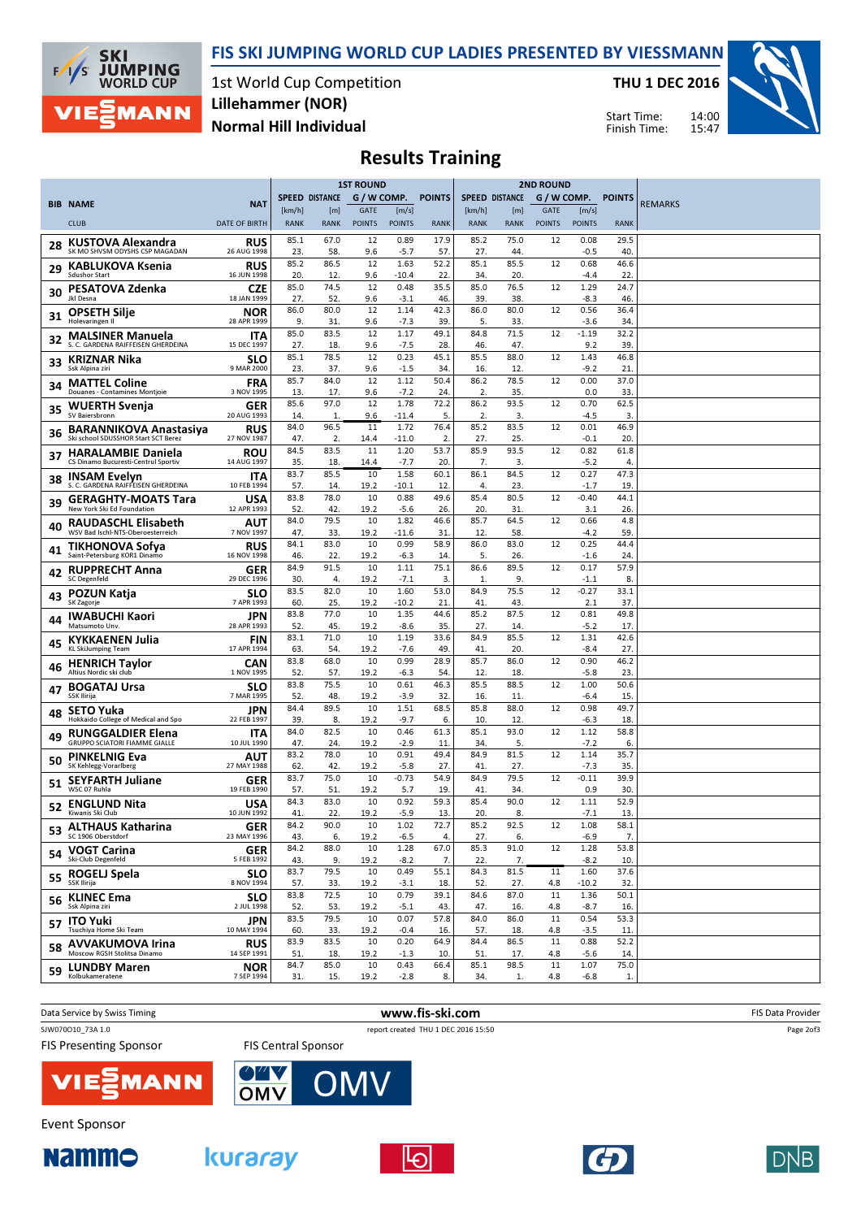# FIS SKI JUMPING WORLD CUP LADIES PRESENTED BY VIESSMANN

1st World Cup Competition
Lillehammer (NOR)
Normal Hill Individual

THU 1 DEC 2016

Start Time: 14:00
Finish Time: 15:47

## Results Training

| BIB | NAME / CLUB | NAT / DATE OF BIRTH | 1ST ROUND SPEED [km/h] / RANK | DISTANCE [m] / RANK | GATE / POINTS | [m/s] / POINTS | POINTS / RANK | 2ND ROUND SPEED [km/h] / RANK | DISTANCE [m] / RANK | GATE / POINTS | [m/s] / POINTS | POINTS / RANK | REMARKS |
|---|---|---|---|---|---|---|---|---|---|---|---|---|---|
| 28 | KUSTOVA Alexandra<br>SK MO SHVSM ODYSHS CSP MAGADAN | RUS<br>26 AUG 1998 | 85.1<br>23. | 67.0<br>58. | 12<br>9.6 | 0.89<br>-5.7 | 17.9<br>57. | 85.2<br>27. | 75.0<br>44. | 12 | 0.08<br>-0.5 | 29.5<br>40. | |
| 29 | KABLUKOVA Ksenia<br>Sdushor Start | RUS<br>16 JUN 1998 | 85.2<br>20. | 86.5<br>12. | 12<br>9.6 | 1.63<br>-10.4 | 52.2<br>22. | 85.1<br>34. | 85.5<br>20. | 12 | 0.68<br>-4.4 | 46.6<br>22. | |
| 30 | PESATOVA Zdenka<br>Jkl Desna | CZE<br>18 JAN 1999 | 85.0<br>27. | 74.5<br>52. | 12<br>9.6 | 0.48<br>-3.1 | 35.5<br>46. | 85.0<br>39. | 76.5<br>38. | 12 | 1.29<br>-8.3 | 24.7<br>46. | |
| 31 | OPSETH Silje<br>Holevaringen Il | NOR<br>28 APR 1999 | 86.0<br>9. | 80.0<br>31. | 12<br>9.6 | 1.14<br>-7.3 | 42.3<br>39. | 86.0<br>5. | 80.0<br>33. | 12 | 0.56<br>-3.6 | 36.4<br>34. | |
| 32 | MALSINER Manuela<br>S. C. GARDENA RAIFFEISEN GHERDEINA | ITA<br>15 DEC 1997 | 85.0<br>27. | 83.5<br>18. | 12<br>9.6 | 1.17<br>-7.5 | 49.1<br>28. | 84.8<br>46. | 71.5<br>47. | 12 | -1.19<br>9.2 | 32.2<br>39. | |
| 33 | KRIZNAR Nika<br>Ssk Alpina ziri | SLO<br>9 MAR 2000 | 85.1<br>23. | 78.5<br>37. | 12<br>9.6 | 0.23<br>-1.5 | 45.1<br>34. | 85.5<br>16. | 88.0<br>12. | 12 | 1.43<br>-9.2 | 46.8<br>21. | |
| 34 | MATTEL Coline<br>Douanes - Contamines Montjoie | FRA<br>3 NOV 1995 | 85.7<br>13. | 84.0<br>17. | 12<br>9.6 | 1.12<br>-7.2 | 50.4<br>24. | 86.2<br>2. | 78.5<br>35. | 12 | 0.00<br>0.0 | 37.0<br>33. | |
| 35 | WUERTH Svenja<br>SV Baiersbronn | GER<br>20 AUG 1993 | 85.6<br>14. | 97.0<br>1. | 12<br>9.6 | 1.78<br>-11.4 | 72.2<br>5. | 86.2<br>2. | 93.5<br>3. | 12 | 0.70<br>-4.5 | 62.5<br>3. | |
| 36 | BARANNIKOVA Anastasiya<br>Ski school SDUSSHOR Start SCT Berez | RUS<br>27 NOV 1987 | 84.0<br>47. | 96.5<br>2. | 11<br>14.4 | 1.72<br>-11.0 | 76.4<br>2. | 85.2<br>27. | 83.5<br>25. | 12 | 0.01<br>-0.1 | 46.9<br>20. | |
| 37 | HARALAMBIE Daniela<br>CS Dinamo Bucuresti-Centrul Sportiv | ROU<br>14 AUG 1997 | 84.5<br>35. | 83.5<br>18. | 11<br>14.4 | 1.20<br>-7.7 | 53.7<br>20. | 85.9<br>7. | 93.5<br>3. | 12 | 0.82<br>-5.2 | 61.8<br>4. | |
| 38 | INSAM Evelyn<br>S. C. GARDENA RAIFFEISEN GHERDEINA | ITA<br>10 FEB 1994 | 83.7<br>57. | 85.5<br>14. | 10<br>19.2 | 1.58<br>-10.1 | 60.1<br>12. | 86.1<br>4. | 84.5<br>23. | 12 | 0.27<br>-1.7 | 47.3<br>19. | |
| 39 | GERAGHTY-MOATS Tara<br>New York Ski Ed Foundation | USA<br>12 APR 1993 | 83.8<br>52. | 78.0<br>42. | 10<br>19.2 | 0.88<br>-5.6 | 49.6<br>26. | 85.4<br>20. | 80.5<br>31. | 12 | -0.40<br>3.1 | 44.1<br>26. | |
| 40 | RAUDASCHL Elisabeth<br>WSV Bad Ischl-NTS-Oberoesterreich | AUT<br>7 NOV 1997 | 84.0<br>47. | 79.5<br>33. | 10<br>19.2 | 1.82<br>-11.6 | 46.6<br>31. | 85.7<br>12. | 64.5<br>58. | 12 | 0.66<br>-4.2 | 4.8<br>59. | |
| 41 | TIKHONOVA Sofya<br>Saint-Petersburg KOR1 Dinamo | RUS<br>16 NOV 1998 | 84.1<br>46. | 83.0<br>22. | 10<br>19.2 | 0.99<br>-6.3 | 58.9<br>14. | 86.0<br>5. | 83.0<br>26. | 12 | 0.25<br>-1.6 | 44.4<br>24. | |
| 42 | RUPPRECHT Anna<br>SC Degenfeld | GER<br>29 DEC 1996 | 84.9<br>30. | 91.5<br>4. | 10<br>19.2 | 1.11<br>-7.1 | 75.1<br>3. | 86.6<br>1. | 89.5<br>9. | 12 | 0.17<br>-1.1 | 57.9<br>8. | |
| 43 | POZUN Katja<br>SK Zagorje | SLO<br>7 APR 1993 | 83.5<br>60. | 82.0<br>25. | 10<br>19.2 | 1.60<br>-10.2 | 53.0<br>21. | 84.9<br>41. | 75.5<br>43. | 12 | -0.27<br>2.1 | 33.1<br>37. | |
| 44 | IWABUCHI Kaori<br>Matsumoto Unv. | JPN<br>28 APR 1993 | 83.8<br>52. | 77.0<br>45. | 10<br>19.2 | 1.35<br>-8.6 | 44.6<br>35. | 85.2<br>27. | 87.5<br>14. | 12 | 0.81<br>-5.2 | 49.8<br>17. | |
| 45 | KYKKAENEN Julia<br>KL SkiJumping Team | FIN<br>17 APR 1994 | 83.1<br>63. | 71.0<br>54. | 10<br>19.2 | 1.19<br>-7.6 | 33.6<br>49. | 84.9<br>41. | 85.5<br>20. | 12 | 1.31<br>-8.4 | 42.6<br>27. | |
| 46 | HENRICH Taylor<br>Altius Nordic ski club | CAN<br>1 NOV 1995 | 83.8<br>52. | 68.0<br>57. | 10<br>19.2 | 0.99<br>-6.3 | 28.9<br>54. | 85.7<br>12. | 86.0<br>18. | 12 | 0.90<br>-5.8 | 46.2<br>23. | |
| 47 | BOGATAJ Ursa<br>SSK Ilirija | SLO<br>7 MAR 1995 | 83.8<br>52. | 75.5<br>48. | 10<br>19.2 | 0.61<br>-3.9 | 46.3<br>32. | 85.5<br>16. | 88.5<br>11. | 12 | 1.00<br>-6.4 | 50.6<br>15. | |
| 48 | SETO Yuka<br>Hokkaido College of Medical and Spo | JPN<br>22 FEB 1997 | 84.4<br>39. | 89.5<br>8. | 10<br>19.2 | 1.51<br>-9.7 | 68.5<br>6. | 85.8<br>10. | 88.0<br>12. | 12 | 0.98<br>-6.3 | 49.7<br>18. | |
| 49 | RUNGGALDIER Elena<br>GRUPPO SCIATORI FIAMME GIALLE | ITA<br>10 JUL 1990 | 84.0<br>47. | 82.5<br>24. | 10<br>19.2 | 0.46<br>-2.9 | 61.3<br>11. | 85.1<br>34. | 93.0<br>5. | 12 | 1.12<br>-7.2 | 58.8<br>6. | |
| 50 | PINKELNIG Eva<br>SK Kehlegg-Vorarlberg | AUT<br>27 MAY 1988 | 83.2<br>62. | 78.0<br>42. | 10<br>19.2 | 0.91<br>-5.8 | 49.4<br>27. | 84.9<br>41. | 81.5<br>27. | 12 | 1.14<br>-7.3 | 35.7<br>35. | |
| 51 | SEYFARTH Juliane<br>WSC 07 Ruhla | GER<br>19 FEB 1990 | 83.7<br>57. | 75.0<br>51. | 10<br>19.2 | -0.73<br>5.7 | 54.9<br>19. | 84.9<br>41. | 79.5<br>34. | 12 | -0.11<br>0.9 | 39.9<br>30. | |
| 52 | ENGLUND Nita<br>Kiwanis Ski Club | USA<br>10 JUN 1992 | 84.3<br>41. | 83.0<br>22. | 10<br>19.2 | 0.92<br>-5.9 | 59.3<br>13. | 85.4<br>20. | 90.0<br>8. | 12 | 1.11<br>-7.1 | 52.9<br>13. | |
| 53 | ALTHAUS Katharina<br>SC 1906 Oberstdorf | GER<br>23 MAY 1996 | 84.2<br>43. | 90.0<br>6. | 10<br>19.2 | 1.02<br>-6.5 | 72.7<br>4. | 85.2<br>27. | 92.5<br>6. | 12 | 1.08<br>-6.9 | 58.1<br>7. | |
| 54 | VOGT Carina<br>Ski-Club Degenfeld | GER<br>5 FEB 1992 | 84.2<br>43. | 88.0<br>9. | 10<br>19.2 | 1.28<br>-8.2 | 67.0<br>7. | 85.3<br>22. | 91.0<br>7. | 12 | 1.28<br>-8.2 | 53.8<br>10. | |
| 55 | ROGELJ Spela<br>SSK Ilirija | SLO<br>8 NOV 1994 | 83.7<br>57. | 79.5<br>33. | 10<br>19.2 | 0.49<br>-3.1 | 55.1<br>18. | 84.3<br>52. | 81.5<br>27. | 11<br>4.8 | 1.60<br>-10.2 | 37.6<br>32. | |
| 56 | KLINEC Ema<br>Ssk Alpina ziri | SLO<br>2 JUL 1998 | 83.8<br>52. | 72.5<br>53. | 10<br>19.2 | 0.79<br>-5.1 | 39.1<br>43. | 84.6<br>47. | 87.0<br>16. | 11<br>4.8 | 1.36<br>-8.7 | 50.1<br>16. | |
| 57 | ITO Yuki<br>Tsuchiya Home Ski Team | JPN<br>10 MAY 1994 | 83.5<br>60. | 79.5<br>33. | 10<br>19.2 | 0.07<br>-0.4 | 57.8<br>16. | 84.0<br>57. | 86.0<br>18. | 11<br>4.8 | 0.54<br>-3.5 | 53.3<br>11. | |
| 58 | AVVAKUMOVA Irina<br>Moscow RGSH Stolitsa Dinamo | RUS<br>14 SEP 1991 | 83.9<br>51. | 83.5<br>18. | 10<br>19.2 | 0.20<br>-1.3 | 64.9<br>10. | 84.4<br>51. | 86.5<br>17. | 11<br>4.8 | 0.88<br>-5.6 | 52.2<br>14. | |
| 59 | LUNDBY Maren<br>Kolbukameratene | NOR<br>7 SEP 1994 | 84.7<br>31. | 85.0<br>15. | 10<br>19.2 | 0.43<br>-2.8 | 66.4<br>8. | 85.1<br>34. | 98.5<br>1. | 11<br>4.8 | 1.07<br>-6.8 | 75.0<br>1. | |

Data Service by Swiss Timing — www.fis-ski.com — FIS Data Provider

SJW070O10_73A 1.0 — report created THU 1 DEC 2016 15:50

FIS Presenting Sponsor: VIESSMANN
FIS Central Sponsor: OMV
Event Sponsor: Nammo, kuraray, DNB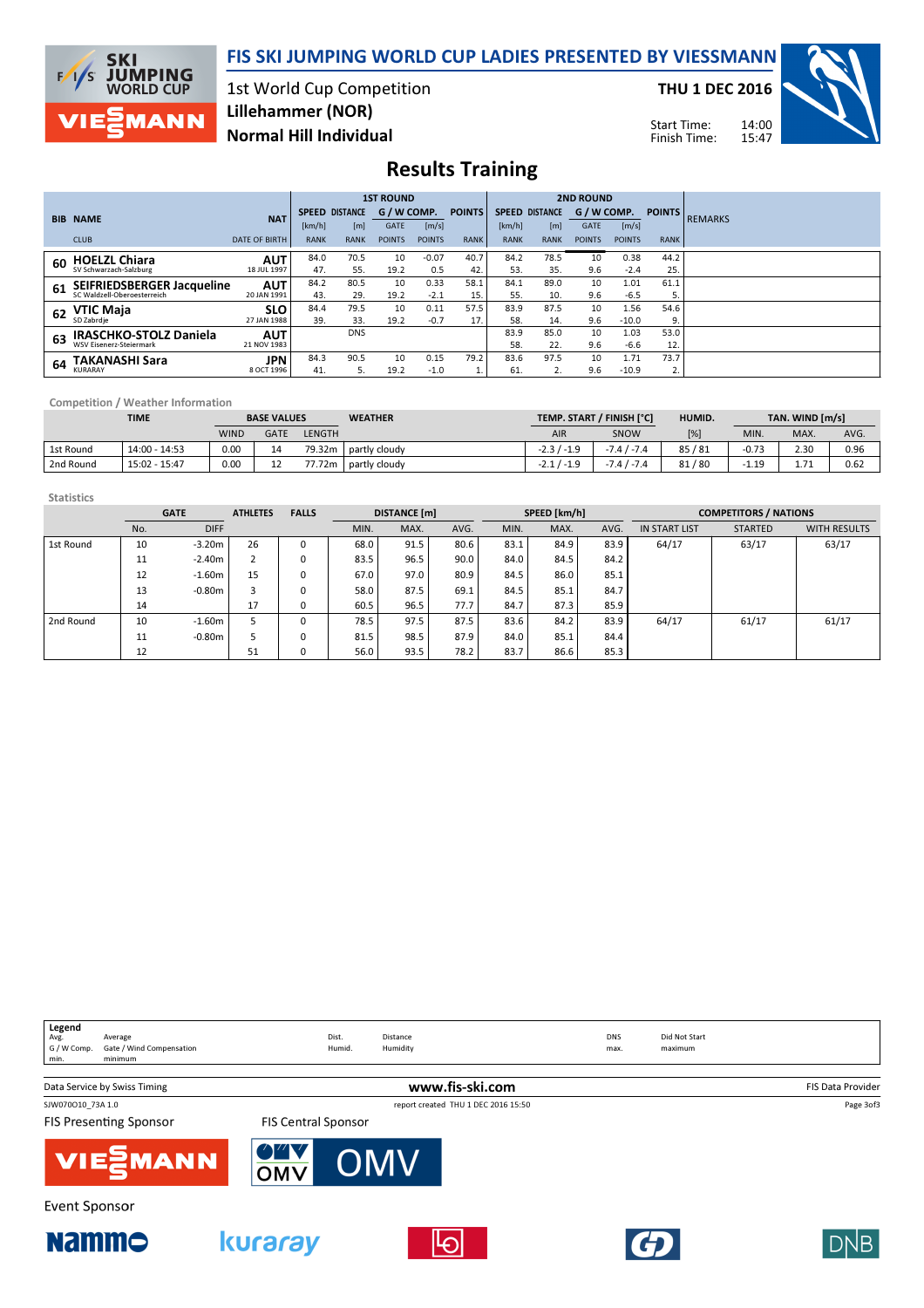# FIS SKI JUMPING WORLD CUP LADIES PRESENTED BY VIESSMANN

1st World Cup Competition
**Lillehammer (NOR)**
**Normal Hill Individual**

**THU 1 DEC 2016**

Start Time: 14:00
Finish Time: 15:47

## Results Training

| BIB | NAME / CLUB | NAT / DATE OF BIRTH | 1ST ROUND SPEED [km/h] / RANK | DISTANCE [m] / RANK | G / W COMP. GATE / POINTS | [m/s] / POINTS | POINTS / RANK | 2ND ROUND SPEED [km/h] / RANK | DISTANCE [m] / RANK | G / W COMP. GATE / POINTS | [m/s] / POINTS | POINTS / RANK | REMARKS |
|---|---|---|---|---|---|---|---|---|---|---|---|---|---|
| 60 | HOELZL Chiara<br>SV Schwarzach-Salzburg | AUT<br>18 JUL 1997 | 84.0<br>47. | 70.5<br>55. | 10<br>19.2 | -0.07<br>0.5 | 40.7<br>42. | 84.2<br>53. | 78.5<br>35. | 10<br>9.6 | 0.38<br>-2.4 | 44.2<br>25. | |
| 61 | SEIFRIEDSBERGER Jacqueline<br>SC Waldzell-Oberoesterreich | AUT<br>20 JAN 1991 | 84.2<br>43. | 80.5<br>29. | 10<br>19.2 | 0.33<br>-2.1 | 58.1<br>15. | 84.1<br>55. | 89.0<br>10. | 10<br>9.6 | 1.01<br>-6.5 | 61.1<br>5. | |
| 62 | VTIC Maja<br>SD Zabrdje | SLO<br>27 JAN 1988 | 84.4<br>39. | 79.5<br>33. | 10<br>19.2 | 0.11<br>-0.7 | 57.5<br>17. | 83.9<br>58. | 87.5<br>14. | 10<br>9.6 | 1.56<br>-10.0 | 54.6<br>9. | |
| 63 | IRASCHKO-STOLZ Daniela<br>WSV Eisenerz-Steiermark | AUT<br>21 NOV 1983 | | DNS | | | | 83.9<br>58. | 85.0<br>22. | 10<br>9.6 | 1.03<br>-6.6 | 53.0<br>12. | |
| 64 | TAKANASHI Sara<br>KURARAY | JPN<br>8 OCT 1996 | 84.3<br>41. | 90.5<br>5. | 10<br>19.2 | 0.15<br>-1.0 | 79.2<br>1. | 83.6<br>61. | 97.5<br>2. | 10<br>9.6 | 1.71<br>-10.9 | 73.7<br>2. | |

### Competition / Weather Information

| | TIME | BASE VALUES WIND | GATE | LENGTH | WEATHER | TEMP. START / FINISH [°C] AIR | SNOW | HUMID. [%] | TAN. WIND [m/s] MIN. | MAX. | AVG. |
|---|---|---|---|---|---|---|---|---|---|---|---|
| 1st Round | 14:00 - 14:53 | 0.00 | 14 | 79.32m | partly cloudy | -2.3 / -1.9 | -7.4 / -7.4 | 85 / 81 | -0.73 | 2.30 | 0.96 |
| 2nd Round | 15:02 - 15:47 | 0.00 | 12 | 77.72m | partly cloudy | -2.1 / -1.9 | -7.4 / -7.4 | 81 / 80 | -1.19 | 1.71 | 0.62 |

### Statistics

| | GATE No. | DIFF | ATHLETES | FALLS | DISTANCE [m] MIN. | MAX. | AVG. | SPEED [km/h] MIN. | MAX. | AVG. | COMPETITORS / NATIONS IN START LIST | STARTED | WITH RESULTS |
|---|---|---|---|---|---|---|---|---|---|---|---|---|---|
| 1st Round | 10 | -3.20m | 26 | 0 | 68.0 | 91.5 | 80.6 | 83.1 | 84.9 | 83.9 | 64/17 | 63/17 | 63/17 |
| | 11 | -2.40m | 2 | 0 | 83.5 | 96.5 | 90.0 | 84.0 | 84.5 | 84.2 | | | |
| | 12 | -1.60m | 15 | 0 | 67.0 | 97.0 | 80.9 | 84.5 | 86.0 | 85.1 | | | |
| | 13 | -0.80m | 3 | 0 | 58.0 | 87.5 | 69.1 | 84.5 | 85.1 | 84.7 | | | |
| | 14 | | 17 | 0 | 60.5 | 96.5 | 77.7 | 84.7 | 87.3 | 85.9 | | | |
| 2nd Round | 10 | -1.60m | 5 | 0 | 78.5 | 97.5 | 87.5 | 83.6 | 84.2 | 83.9 | 64/17 | 61/17 | 61/17 |
| | 11 | -0.80m | 5 | 0 | 81.5 | 98.5 | 87.9 | 84.0 | 85.1 | 84.4 | | | |
| | 12 | | 51 | 0 | 56.0 | 93.5 | 78.2 | 83.7 | 86.6 | 85.3 | | | |

**Legend**

| | | | | | |
|---|---|---|---|---|---|
| Avg. | Average | Dist. | Distance | DNS | Did Not Start |
| G / W Comp. | Gate / Wind Compensation | Humid. | Humidity | max. | maximum |
| min. | minimum | | | | |

Data Service by Swiss Timing — **www.fis-ski.com** — FIS Data Provider

SJW070O10_73A 1.0 — report created THU 1 DEC 2016 15:50

FIS Presenting Sponsor: VIESSMANN
FIS Central Sponsor: OMV
Event Sponsor: Nammo, kuraray, DNB